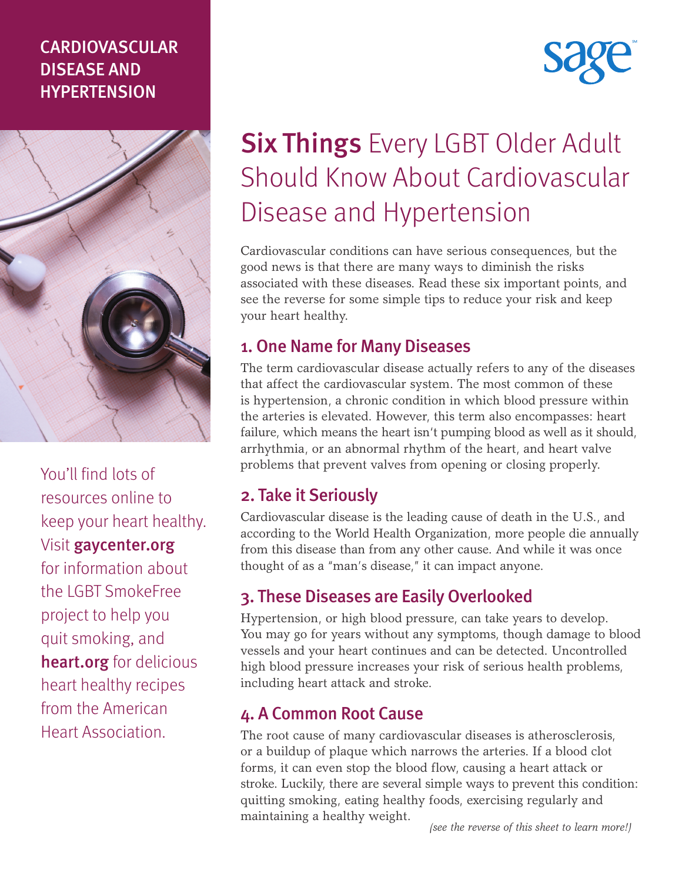CARDIOVASCULAR DISEASE AND HYPERTENSION

sage

# **Six Things** Every LGBT Older Adult Should Know About Cardiovascular Disease and Hypertension

Cardiovascular conditions can have serious consequences, but the good news is that there are many ways to diminish the risks associated with these diseases. Read these six important points, and see the reverse for some simple tips to reduce your risk and keep your heart healthy.

## 1. One Name for Many Diseases

The term cardiovascular disease actually refers to any of the diseases that affect the cardiovascular system. The most common of these is hypertension, a chronic condition in which blood pressure within the arteries is elevated. However, this term also encompasses: heart failure, which means the heart isn't pumping blood as well as it should, arrhythmia, or an abnormal rhythm of the heart, and heart valve problems that prevent valves from opening or closing properly.

## 2. Take it Seriously

Cardiovascular disease is the leading cause of death in the U.S., and according to the World Health Organization, more people die annually from this disease than from any other cause. And while it was once thought of as a "man's disease," it can impact anyone.

## 3. These Diseases are Easily Overlooked

Hypertension, or high blood pressure, can take years to develop. You may go for years without any symptoms, though damage to blood vessels and your heart continues and can be detected. Uncontrolled high blood pressure increases your risk of serious health problems, including heart attack and stroke.

## 4. A Common Root Cause

The root cause of many cardiovascular diseases is atherosclerosis, or a buildup of plaque which narrows the arteries. If a blood clot forms, it can even stop the blood flow, causing a heart attack or stroke. Luckily, there are several simple ways to prevent this condition: quitting smoking, eating healthy foods, exercising regularly and maintaining a healthy weight.

*(see the reverse of this sheet to learn more!)*

You'll find lots of resources online to keep your heart healthy. Visit **gaycenter.org** for information about the LGBT SmokeFree project to help you quit smoking, and **heart.org** for delicious heart healthy recipes from the American Heart Association.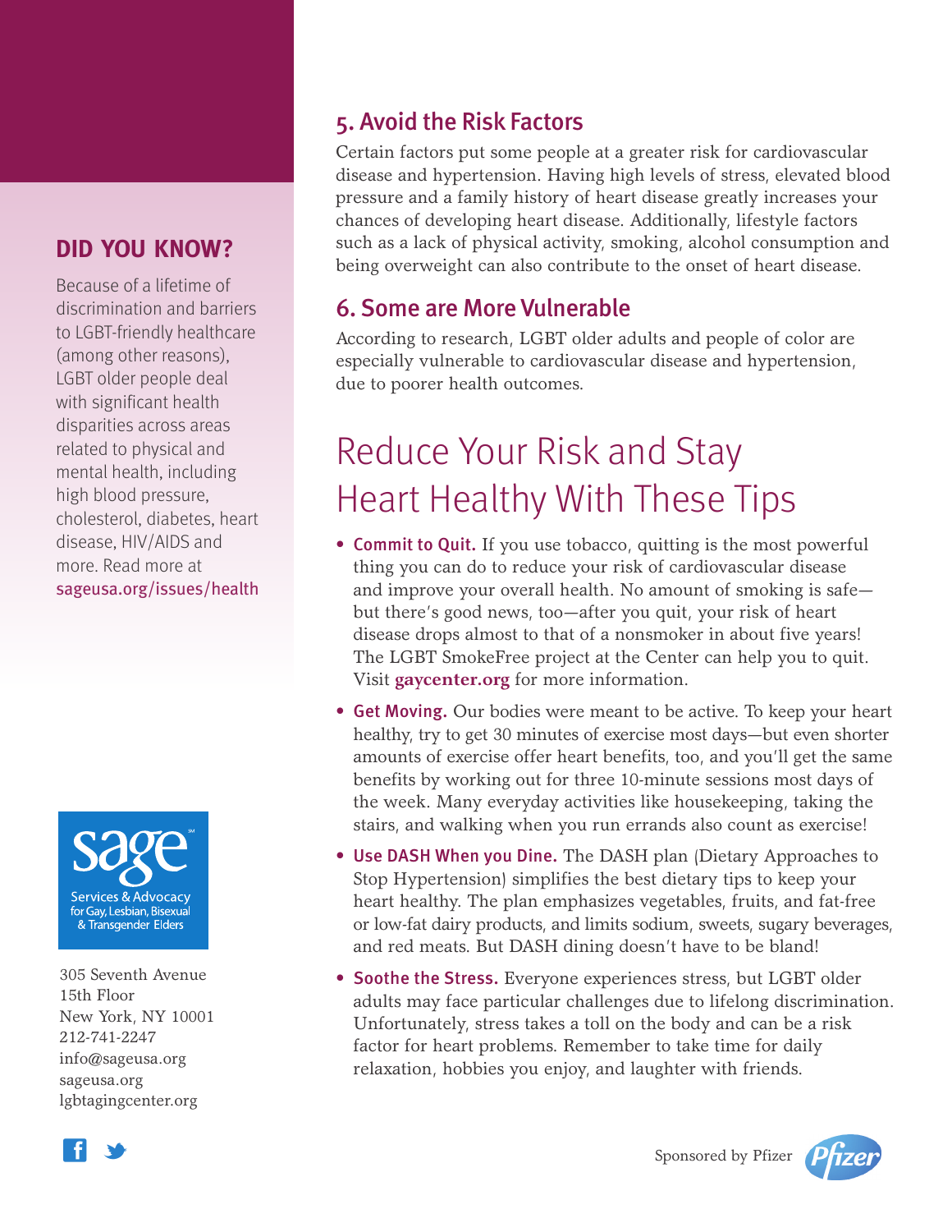## DID YOU KNOW?

Because of a lifetime of discrimination and barriers to LGBT-friendly healthcare (among other reasons), LGBT older people deal with significant health disparities across areas related to physical and mental health, including high blood pressure, cholesterol, diabetes, heart disease, HIV/AIDS and more. Read more at sageusa.org/issues/health

sage
Services & Advocacy for Gay, Lesbian, Bisexual & Transgender Elders

305 Seventh Avenue
15th Floor
New York, NY 10001
212-741-2247
info@sageusa.org
sageusa.org
lgbtagingcenter.org

## 5. Avoid the Risk Factors

Certain factors put some people at a greater risk for cardiovascular disease and hypertension. Having high levels of stress, elevated blood pressure and a family history of heart disease greatly increases your chances of developing heart disease. Additionally, lifestyle factors such as a lack of physical activity, smoking, alcohol consumption and being overweight can also contribute to the onset of heart disease.

## 6. Some are More Vulnerable

According to research, LGBT older adults and people of color are especially vulnerable to cardiovascular disease and hypertension, due to poorer health outcomes.

# Reduce Your Risk and Stay Heart Healthy With These Tips

- **Commit to Quit.** If you use tobacco, quitting is the most powerful thing you can do to reduce your risk of cardiovascular disease and improve your overall health. No amount of smoking is safe—but there's good news, too—after you quit, your risk of heart disease drops almost to that of a nonsmoker in about five years! The LGBT SmokeFree project at the Center can help you to quit. Visit **gaycenter.org** for more information.
- **Get Moving.** Our bodies were meant to be active. To keep your heart healthy, try to get 30 minutes of exercise most days—but even shorter amounts of exercise offer heart benefits, too, and you'll get the same benefits by working out for three 10-minute sessions most days of the week. Many everyday activities like housekeeping, taking the stairs, and walking when you run errands also count as exercise!
- **Use DASH When you Dine.** The DASH plan (Dietary Approaches to Stop Hypertension) simplifies the best dietary tips to keep your heart healthy. The plan emphasizes vegetables, fruits, and fat-free or low-fat dairy products, and limits sodium, sweets, sugary beverages, and red meats. But DASH dining doesn't have to be bland!
- **Soothe the Stress.** Everyone experiences stress, but LGBT older adults may face particular challenges due to lifelong discrimination. Unfortunately, stress takes a toll on the body and can be a risk factor for heart problems. Remember to take time for daily relaxation, hobbies you enjoy, and laughter with friends.

Sponsored by Pfizer